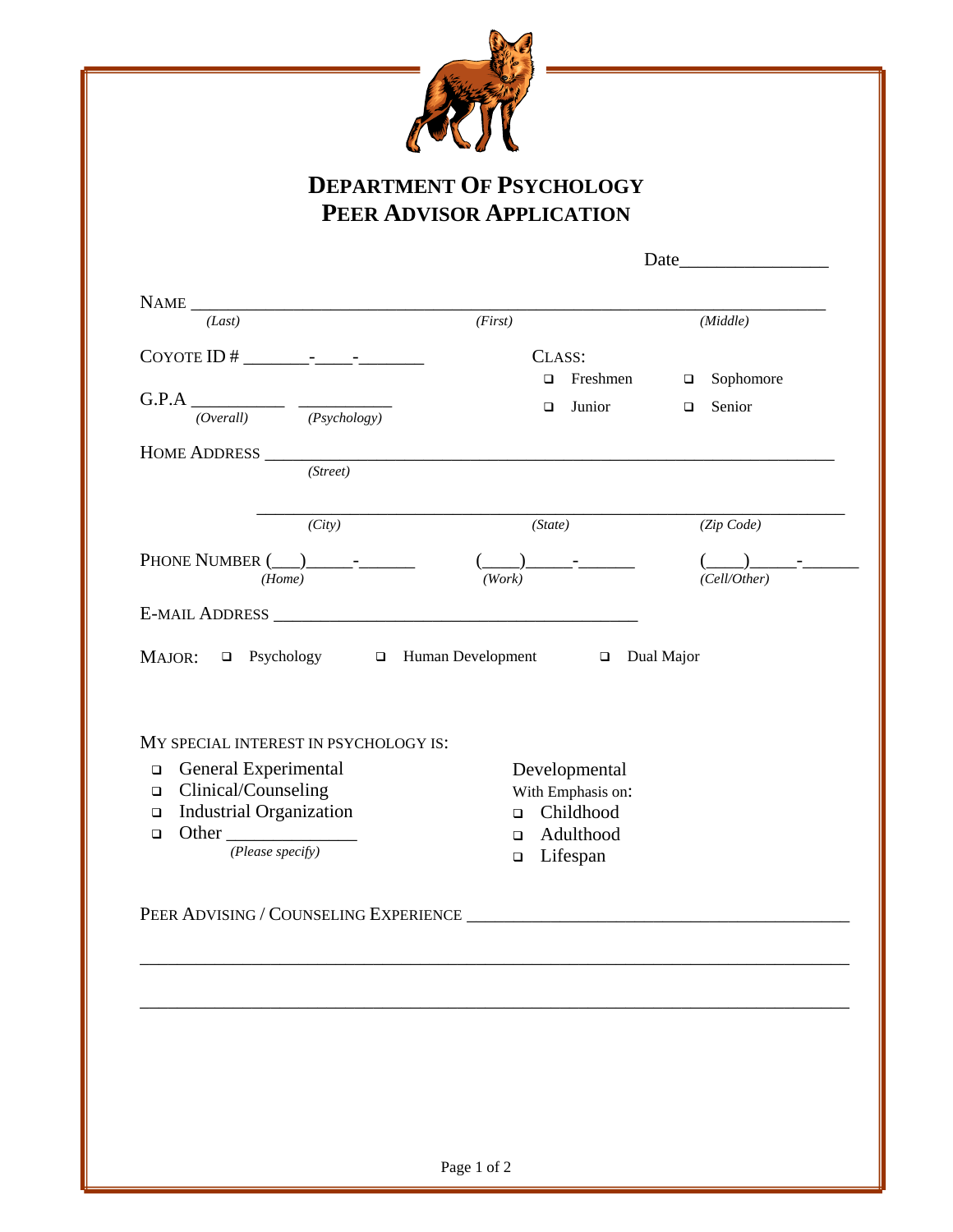# DEPARTMENT OF PSYCHOLOGY
# PEER ADVISOR APPLICATION

Date________________

NAME ___________________________________________________________________________
*(Last)* *(First)* *(Middle)*

COYOTE ID # _______-____-_______

CLASS:
- ❑ Freshmen
- ❑ Sophomore
- ❑ Junior
- ❑ Senior

G.P.A __________ __________
*(Overall)* *(Psychology)*

HOME ADDRESS ______________________________________________________________
*(Street)*

_____________________________________________________________________________
*(City)* *(State)* *(Zip Code)*

PHONE NUMBER (___)_____-______ (____)_____-______ (____)_____-______
*(Home)* *(Work)* *(Cell/Other)*

E-MAIL ADDRESS __________________________________________

MAJOR: ❑ Psychology ❑ Human Development ❑ Dual Major

MY SPECIAL INTEREST IN PSYCHOLOGY IS:

- ❑ General Experimental
- ❑ Clinical/Counseling
- ❑ Industrial Organization
- ❑ Other ______________
  *(Please specify)*

Developmental
With Emphasis on:
- ❑ Childhood
- ❑ Adulthood
- ❑ Lifespan

PEER ADVISING / COUNSELING EXPERIENCE __________________________________________

_____________________________________________________________________________

_____________________________________________________________________________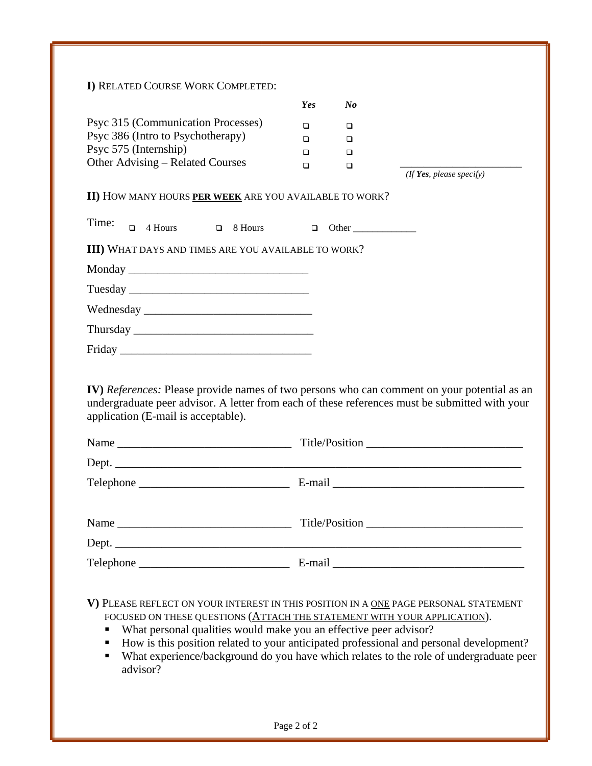**I)** RELATED COURSE WORK COMPLETED:

| | *Yes* | *No* | |
|---|---|---|---|
| Psyc 315 (Communication Processes) | ❑ | ❑ | |
| Psyc 386 (Intro to Psychotherapy) | ❑ | ❑ | |
| Psyc 575 (Internship) | ❑ | ❑ | |
| Other Advising – Related Courses | ❑ | ❑ | ______________________ *(If **Yes**, please specify)* |

**II)** HOW MANY HOURS **PER WEEK** ARE YOU AVAILABLE TO WORK?

Time: ❑ 4 Hours ❑ 8 Hours ❑ Other ____________

**III)** WHAT DAYS AND TIMES ARE YOU AVAILABLE TO WORK?

Monday ______________________________

Tuesday ______________________________

Wednesday ____________________________

Thursday ______________________________

Friday ________________________________

**IV)** *References:* Please provide names of two persons who can comment on your potential as an undergraduate peer advisor. A letter from each of these references must be submitted with your application (E-mail is acceptable).

Name ____________________________ Title/Position __________________________

Dept. ______________________________________________________________________

Telephone ________________________ E-mail ______________________________

Name ____________________________ Title/Position __________________________

Dept. ______________________________________________________________________

Telephone ________________________ E-mail ______________________________

**V)** PLEASE REFLECT ON YOUR INTEREST IN THIS POSITION IN A ONE PAGE PERSONAL STATEMENT FOCUSED ON THESE QUESTIONS (ATTACH THE STATEMENT WITH YOUR APPLICATION).

- What personal qualities would make you an effective peer advisor?
- How is this position related to your anticipated professional and personal development?
- What experience/background do you have which relates to the role of undergraduate peer advisor?